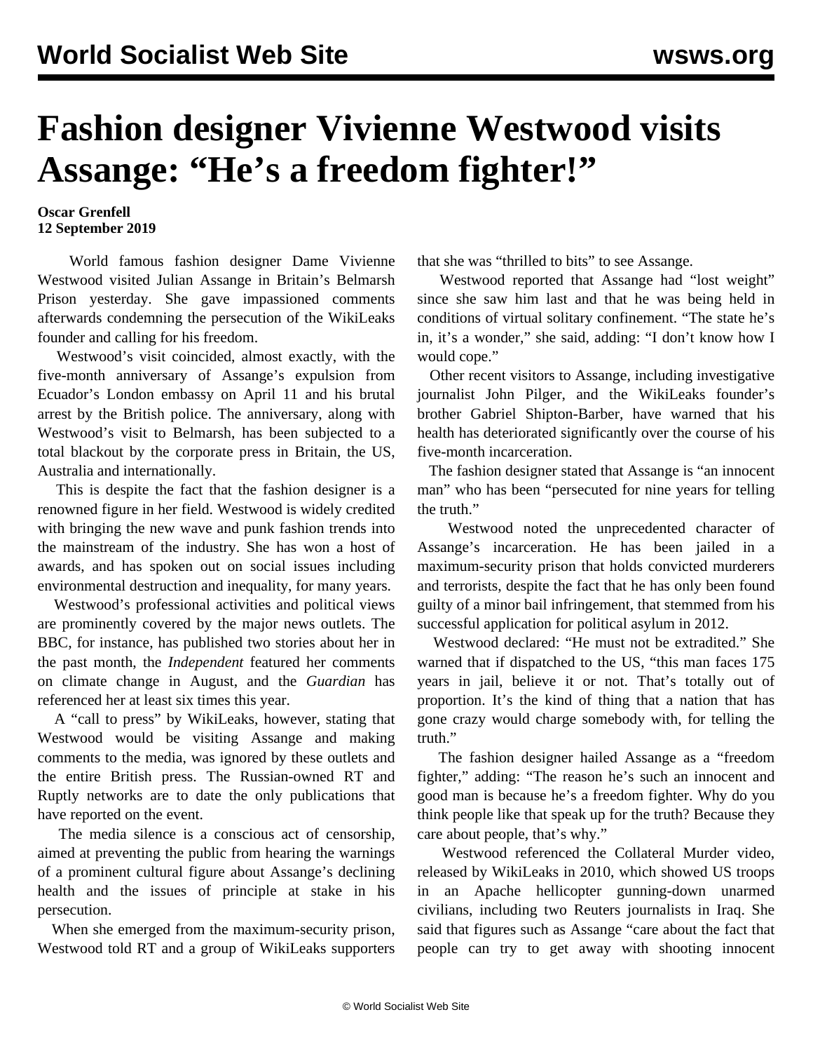# Fashion designer Vivienne Westwood visits Assange: "He's a freedom fighter!"

**Oscar Grenfell**
**12 September 2019**

World famous fashion designer Dame Vivienne Westwood visited Julian Assange in Britain's Belmarsh Prison yesterday. She gave impassioned comments afterwards condemning the persecution of the WikiLeaks founder and calling for his freedom.

Westwood's visit coincided, almost exactly, with the five-month anniversary of Assange's expulsion from Ecuador's London embassy on April 11 and his brutal arrest by the British police. The anniversary, along with Westwood's visit to Belmarsh, has been subjected to a total blackout by the corporate press in Britain, the US, Australia and internationally.

This is despite the fact that the fashion designer is a renowned figure in her field. Westwood is widely credited with bringing the new wave and punk fashion trends into the mainstream of the industry. She has won a host of awards, and has spoken out on social issues including environmental destruction and inequality, for many years.

Westwood's professional activities and political views are prominently covered by the major news outlets. The BBC, for instance, has published two stories about her in the past month, the *Independent* featured her comments on climate change in August, and the *Guardian* has referenced her at least six times this year.

A "call to press" by WikiLeaks, however, stating that Westwood would be visiting Assange and making comments to the media, was ignored by these outlets and the entire British press. The Russian-owned RT and Ruptly networks are to date the only publications that have reported on the event.

The media silence is a conscious act of censorship, aimed at preventing the public from hearing the warnings of a prominent cultural figure about Assange's declining health and the issues of principle at stake in his persecution.

When she emerged from the maximum-security prison, Westwood told RT and a group of WikiLeaks supporters that she was "thrilled to bits" to see Assange.

Westwood reported that Assange had "lost weight" since she saw him last and that he was being held in conditions of virtual solitary confinement. "The state he's in, it's a wonder," she said, adding: "I don't know how I would cope."

Other recent visitors to Assange, including investigative journalist John Pilger, and the WikiLeaks founder's brother Gabriel Shipton-Barber, have warned that his health has deteriorated significantly over the course of his five-month incarceration.

The fashion designer stated that Assange is "an innocent man" who has been "persecuted for nine years for telling the truth."

Westwood noted the unprecedented character of Assange's incarceration. He has been jailed in a maximum-security prison that holds convicted murderers and terrorists, despite the fact that he has only been found guilty of a minor bail infringement, that stemmed from his successful application for political asylum in 2012.

Westwood declared: "He must not be extradited." She warned that if dispatched to the US, "this man faces 175 years in jail, believe it or not. That's totally out of proportion. It's the kind of thing that a nation that has gone crazy would charge somebody with, for telling the truth."

The fashion designer hailed Assange as a "freedom fighter," adding: "The reason he's such an innocent and good man is because he's a freedom fighter. Why do you think people like that speak up for the truth? Because they care about people, that's why."

Westwood referenced the Collateral Murder video, released by WikiLeaks in 2010, which showed US troops in an Apache helicopter gunning-down unarmed civilians, including two Reuters journalists in Iraq. She said that figures such as Assange "care about the fact that people can try to get away with shooting innocent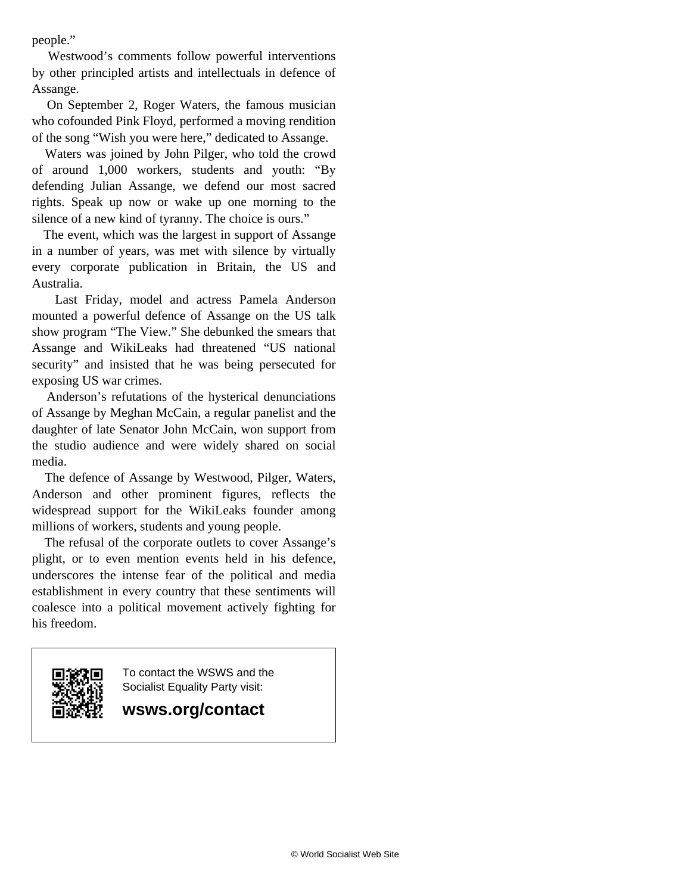people."

Westwood's comments follow powerful interventions by other principled artists and intellectuals in defence of Assange.

On September 2, Roger Waters, the famous musician who cofounded Pink Floyd, performed a moving rendition of the song "Wish you were here," dedicated to Assange.

Waters was joined by John Pilger, who told the crowd of around 1,000 workers, students and youth: "By defending Julian Assange, we defend our most sacred rights. Speak up now or wake up one morning to the silence of a new kind of tyranny. The choice is ours."

The event, which was the largest in support of Assange in a number of years, was met with silence by virtually every corporate publication in Britain, the US and Australia.

Last Friday, model and actress Pamela Anderson mounted a powerful defence of Assange on the US talk show program "The View." She debunked the smears that Assange and WikiLeaks had threatened "US national security" and insisted that he was being persecuted for exposing US war crimes.

Anderson's refutations of the hysterical denunciations of Assange by Meghan McCain, a regular panelist and the daughter of late Senator John McCain, won support from the studio audience and were widely shared on social media.

The defence of Assange by Westwood, Pilger, Waters, Anderson and other prominent figures, reflects the widespread support for the WikiLeaks founder among millions of workers, students and young people.

The refusal of the corporate outlets to cover Assange's plight, or to even mention events held in his defence, underscores the intense fear of the political and media establishment in every country that these sentiments will coalesce into a political movement actively fighting for his freedom.

To contact the WSWS and the Socialist Equality Party visit:

**wsws.org/contact**